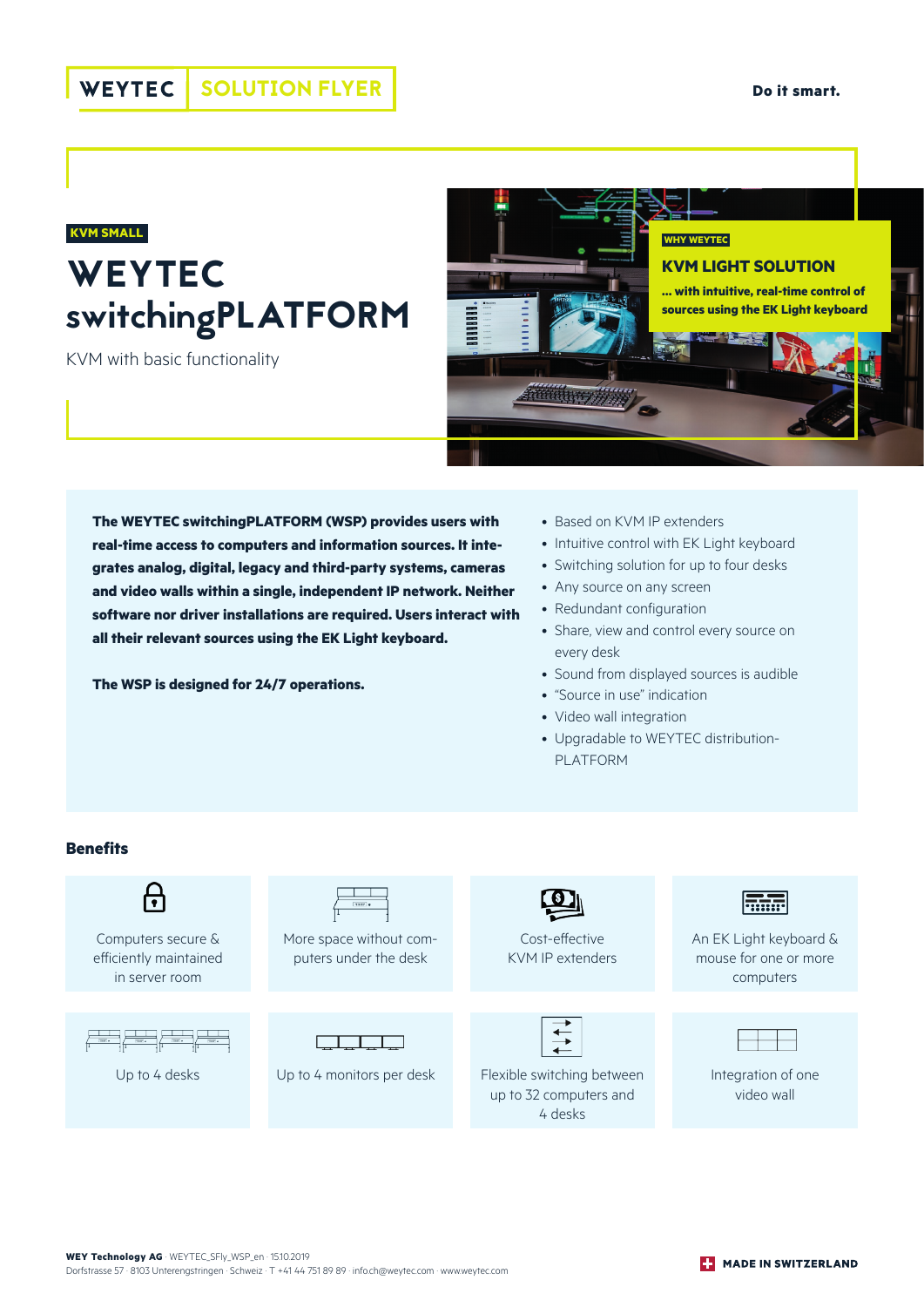WEYTEC | SOLUTION FLYER

**Do it smart.**

KVM SMALL

# WEYTEC switchingPLATFORM

KVM with basic functionality

WHY WEYTEC

## KVM LIGHT SOLUTION

**... with intuitive, real-time control of sources using the EK Light keyboard**

**The WEYTEC switchingPLATFORM (WSP) provides users with real-time access to computers and information sources. It integrates analog, digital, legacy and third-party systems, cameras and video walls within a single, independent IP network. Neither software nor driver installations are required. Users interact with all their relevant sources using the EK Light keyboard.**

**The WSP is designed for 24/7 operations.**

- Based on KVM IP extenders
- Intuitive control with EK Light keyboard
- Switching solution for up to four desks
- Any source on any screen
- Redundant configuration
- Share, view and control every source on every desk
- Sound from displayed sources is audible
- "Source in use" indication
- Video wall integration
- Upgradable to WEYTEC distribution-PLATFORM

## Benefits

- Computers secure & efficiently maintained in server room
- More space without computers under the desk
- Cost-effective KVM IP extenders
- An EK Light keyboard & mouse for one or more computers
- Up to 4 desks
- Up to 4 monitors per desk
- Flexible switching between up to 32 computers and 4 desks
- Integration of one video wall

**WEY Technology AG** · WEYTEC_SFly_WSP_en · 15.10.2019
Dorfstrasse 57 · 8103 Unterengstringen · Schweiz · T +41 44 751 89 89 · info.ch@weytec.com · www.weytec.com

**MADE IN SWITZERLAND**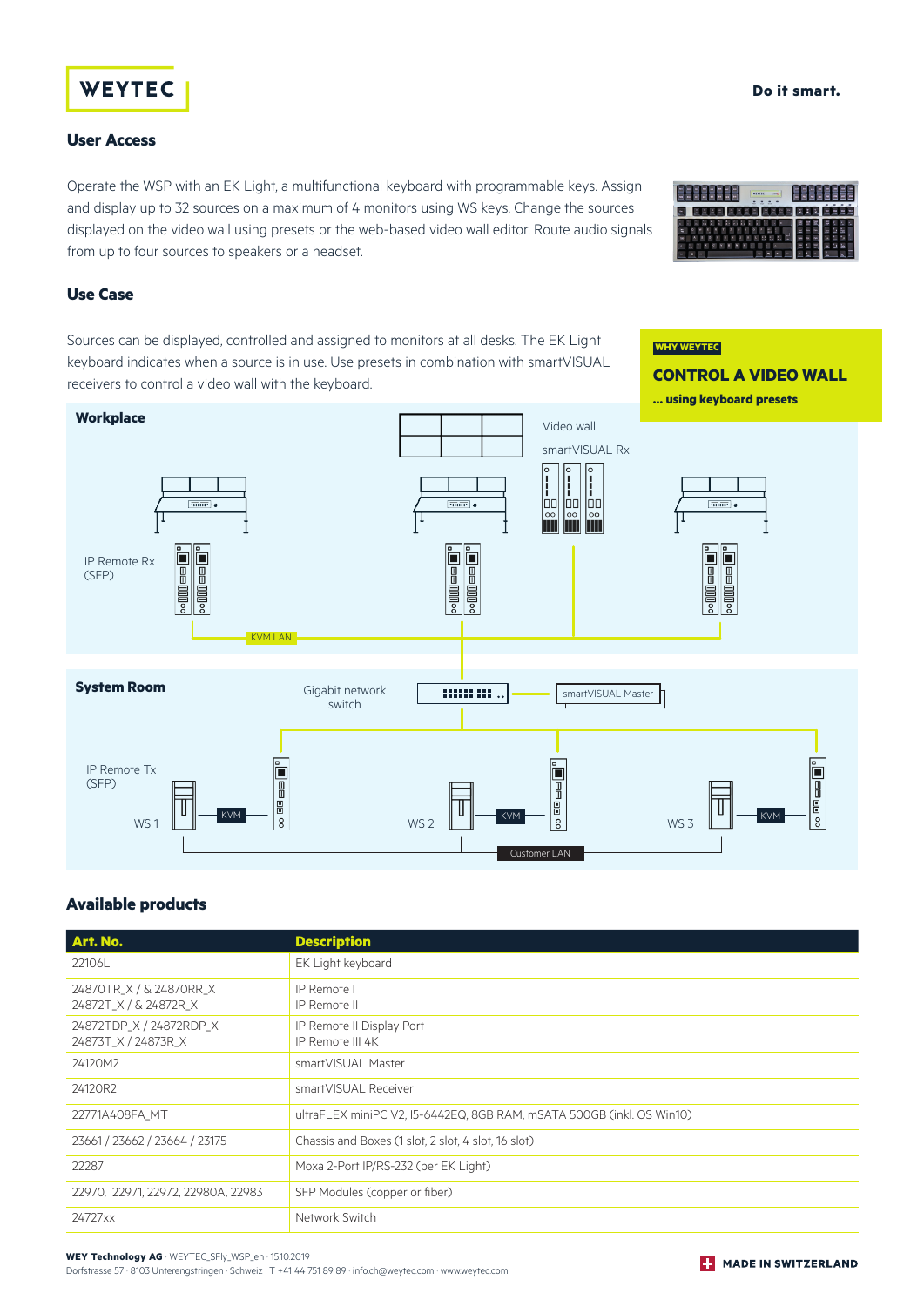## User Access

Operate the WSP with an EK Light, a multifunctional keyboard with programmable keys. Assign and display up to 32 sources on a maximum of 4 monitors using WS keys. Change the sources displayed on the video wall using presets or the web-based video wall editor. Route audio signals from up to four sources to speakers or a headset.

## Use Case

Sources can be displayed, controlled and assigned to monitors at all desks. The EK Light keyboard indicates when a source is in use. Use presets in combination with smartVISUAL receivers to control a video wall with the keyboard.

**WHY WEYTEC**

**CONTROL A VIDEO WALL**

**... using keyboard presets**

**Workplace**

Video wall

smartVISUAL Rx

IP Remote Rx (SFP)

KVM LAN

**System Room**

Gigabit network switch

smartVISUAL Master

IP Remote Tx (SFP)

WS 1

KVM

WS 2

KVM

WS 3

KVM

Customer LAN

## Available products

| Art. No. | Description |
| --- | --- |
| 22106L | EK Light keyboard |
| 24870TR_X / & 24870RR_X<br>24872T_X / & 24872R_X | IP Remote I<br>IP Remote II |
| 24872TDP_X / 24872RDP_X<br>24873T_X / 24873R_X | IP Remote II Display Port<br>IP Remote III 4K |
| 24120M2 | smartVISUAL Master |
| 24120R2 | smartVISUAL Receiver |
| 22771A408FA_MT | ultraFLEX miniPC V2, I5-6442EQ, 8GB RAM, mSATA 500GB (inkl. OS Win10) |
| 23661 / 23662 / 23664 / 23175 | Chassis and Boxes (1 slot, 2 slot, 4 slot, 16 slot) |
| 22287 | Moxa 2-Port IP/RS-232 (per EK Light) |
| 22970, 22971, 22972, 22980A, 22983 | SFP Modules (copper or fiber) |
| 24727xx | Network Switch |